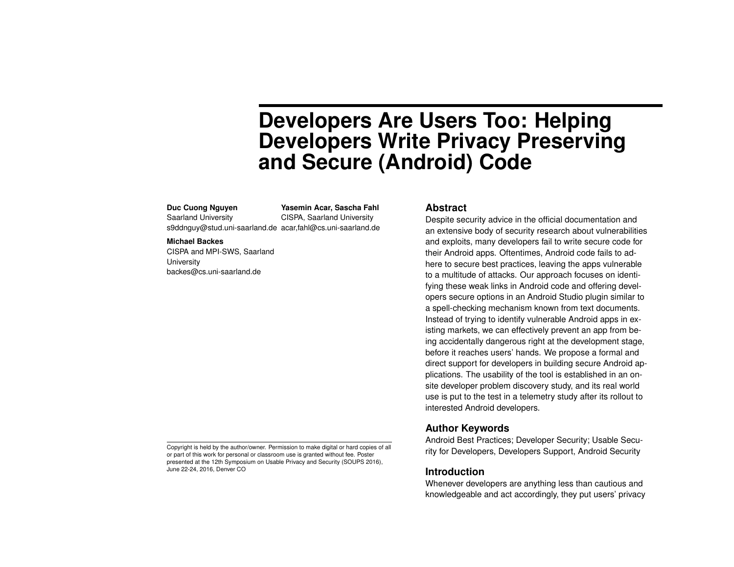# Developers Are Users Too: Helping Developers Write Privacy Preserving and Secure (Android) Code

**Duc Cuong Nguyen**
Saarland University
s9ddnguy@stud.uni-saarland.de

**Yasemin Acar, Sascha Fahl**
CISPA, Saarland University
acar,fahl@cs.uni-saarland.de

**Michael Backes**
CISPA and MPI-SWS, Saarland University
backes@cs.uni-saarland.de

Copyright is held by the author/owner. Permission to make digital or hard copies of all or part of this work for personal or classroom use is granted without fee. Poster presented at the 12th Symposium on Usable Privacy and Security (SOUPS 2016), June 22-24, 2016, Denver CO

## Abstract

Despite security advice in the official documentation and an extensive body of security research about vulnerabilities and exploits, many developers fail to write secure code for their Android apps. Oftentimes, Android code fails to adhere to secure best practices, leaving the apps vulnerable to a multitude of attacks. Our approach focuses on identifying these weak links in Android code and offering developers secure options in an Android Studio plugin similar to a spell-checking mechanism known from text documents. Instead of trying to identify vulnerable Android apps in existing markets, we can effectively prevent an app from being accidentally dangerous right at the development stage, before it reaches users' hands. We propose a formal and direct support for developers in building secure Android applications. The usability of the tool is established in an on-site developer problem discovery study, and its real world use is put to the test in a telemetry study after its rollout to interested Android developers.

## Author Keywords

Android Best Practices; Developer Security; Usable Security for Developers, Developers Support, Android Security

## Introduction

Whenever developers are anything less than cautious and knowledgeable and act accordingly, they put users' privacy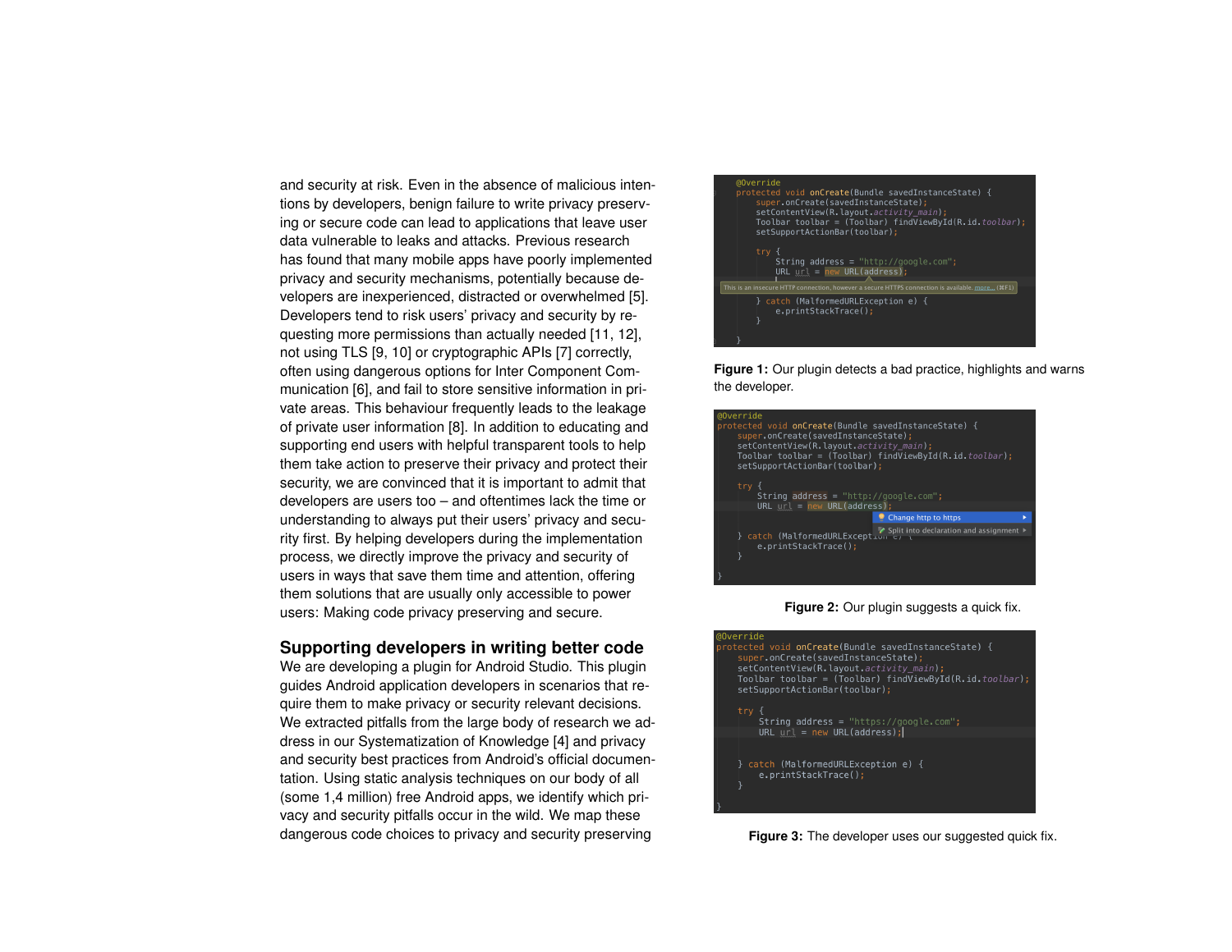and security at risk. Even in the absence of malicious intentions by developers, benign failure to write privacy preserving or secure code can lead to applications that leave user data vulnerable to leaks and attacks. Previous research has found that many mobile apps have poorly implemented privacy and security mechanisms, potentially because developers are inexperienced, distracted or overwhelmed [5]. Developers tend to risk users' privacy and security by requesting more permissions than actually needed [11, 12], not using TLS [9, 10] or cryptographic APIs [7] correctly, often using dangerous options for Inter Component Communication [6], and fail to store sensitive information in private areas. This behaviour frequently leads to the leakage of private user information [8]. In addition to educating and supporting end users with helpful transparent tools to help them take action to preserve their privacy and protect their security, we are convinced that it is important to admit that developers are users too – and oftentimes lack the time or understanding to always put their users' privacy and security first. By helping developers during the implementation process, we directly improve the privacy and security of users in ways that save them time and attention, offering them solutions that are usually only accessible to power users: Making code privacy preserving and secure.

## Supporting developers in writing better code

We are developing a plugin for Android Studio. This plugin guides Android application developers in scenarios that require them to make privacy or security relevant decisions. We extracted pitfalls from the large body of research we address in our Systematization of Knowledge [4] and privacy and security best practices from Android's official documentation. Using static analysis techniques on our body of all (some 1,4 million) free Android apps, we identify which privacy and security pitfalls occur in the wild. We map these dangerous code choices to privacy and security preserving

```
@Override
protected void onCreate(Bundle savedInstanceState) {
    super.onCreate(savedInstanceState);
    setContentView(R.layout.activity_main);
    Toolbar toolbar = (Toolbar) findViewById(R.id.toolbar);
    setSupportActionBar(toolbar);

    try {
        String address = "http://google.com";
        URL url = new URL(address);
This is an insecure HTTP connection, however a secure HTTPS connection is available. more... (⌘F1)
    } catch (MalformedURLException e) {
        e.printStackTrace();
    }
}
```

**Figure 1:** Our plugin detects a bad practice, highlights and warns the developer.

```
@Override
protected void onCreate(Bundle savedInstanceState) {
    super.onCreate(savedInstanceState);
    setContentView(R.layout.activity_main);
    Toolbar toolbar = (Toolbar) findViewById(R.id.toolbar);
    setSupportActionBar(toolbar);

    try {
        String address = "http://google.com";
        URL url = new URL(address);
                                        Change http to https
                                        Split into declaration and assignment
    } catch (MalformedURLException e) {
        e.printStackTrace();
    }
}
```

**Figure 2:** Our plugin suggests a quick fix.

```
@Override
protected void onCreate(Bundle savedInstanceState) {
    super.onCreate(savedInstanceState);
    setContentView(R.layout.activity_main);
    Toolbar toolbar = (Toolbar) findViewById(R.id.toolbar);
    setSupportActionBar(toolbar);

    try {
        String address = "https://google.com";
        URL url = new URL(address);


    } catch (MalformedURLException e) {
        e.printStackTrace();
    }
}
```

**Figure 3:** The developer uses our suggested quick fix.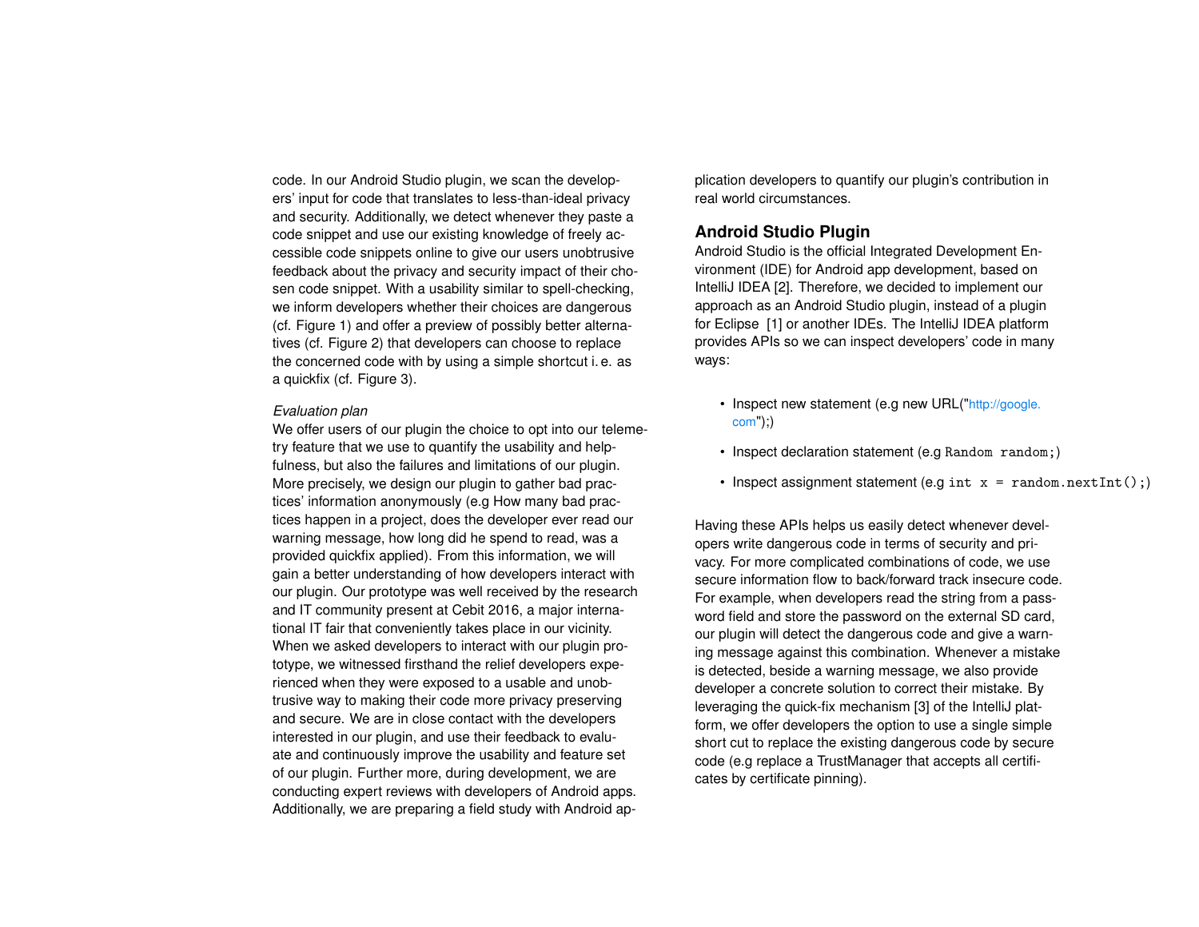code. In our Android Studio plugin, we scan the developers' input for code that translates to less-than-ideal privacy and security. Additionally, we detect whenever they paste a code snippet and use our existing knowledge of freely accessible code snippets online to give our users unobtrusive feedback about the privacy and security impact of their chosen code snippet. With a usability similar to spell-checking, we inform developers whether their choices are dangerous (cf. Figure 1) and offer a preview of possibly better alternatives (cf. Figure 2) that developers can choose to replace the concerned code with by using a simple shortcut i. e. as a quickfix (cf. Figure 3).

*Evaluation plan*

We offer users of our plugin the choice to opt into our telemetry feature that we use to quantify the usability and helpfulness, but also the failures and limitations of our plugin. More precisely, we design our plugin to gather bad practices' information anonymously (e.g How many bad practices happen in a project, does the developer ever read our warning message, how long did he spend to read, was a provided quickfix applied). From this information, we will gain a better understanding of how developers interact with our plugin. Our prototype was well received by the research and IT community present at Cebit 2016, a major international IT fair that conveniently takes place in our vicinity. When we asked developers to interact with our plugin prototype, we witnessed firsthand the relief developers experienced when they were exposed to a usable and unobtrusive way to making their code more privacy preserving and secure. We are in close contact with the developers interested in our plugin, and use their feedback to evaluate and continuously improve the usability and feature set of our plugin. Further more, during development, we are conducting expert reviews with developers of Android apps. Additionally, we are preparing a field study with Android application developers to quantify our plugin's contribution in real world circumstances.

## Android Studio Plugin

Android Studio is the official Integrated Development Environment (IDE) for Android app development, based on IntelliJ IDEA [2]. Therefore, we decided to implement our approach as an Android Studio plugin, instead of a plugin for Eclipse [1] or another IDEs. The IntelliJ IDEA platform provides APIs so we can inspect developers' code in many ways:

- Inspect new statement (e.g new URL("http://google.com");)
- Inspect declaration statement (e.g `Random random;`)
- Inspect assignment statement (e.g `int x = random.nextInt();`)

Having these APIs helps us easily detect whenever developers write dangerous code in terms of security and privacy. For more complicated combinations of code, we use secure information flow to back/forward track insecure code. For example, when developers read the string from a password field and store the password on the external SD card, our plugin will detect the dangerous code and give a warning message against this combination. Whenever a mistake is detected, beside a warning message, we also provide developer a concrete solution to correct their mistake. By leveraging the quick-fix mechanism [3] of the IntelliJ platform, we offer developers the option to use a single simple short cut to replace the existing dangerous code by secure code (e.g replace a TrustManager that accepts all certificates by certificate pinning).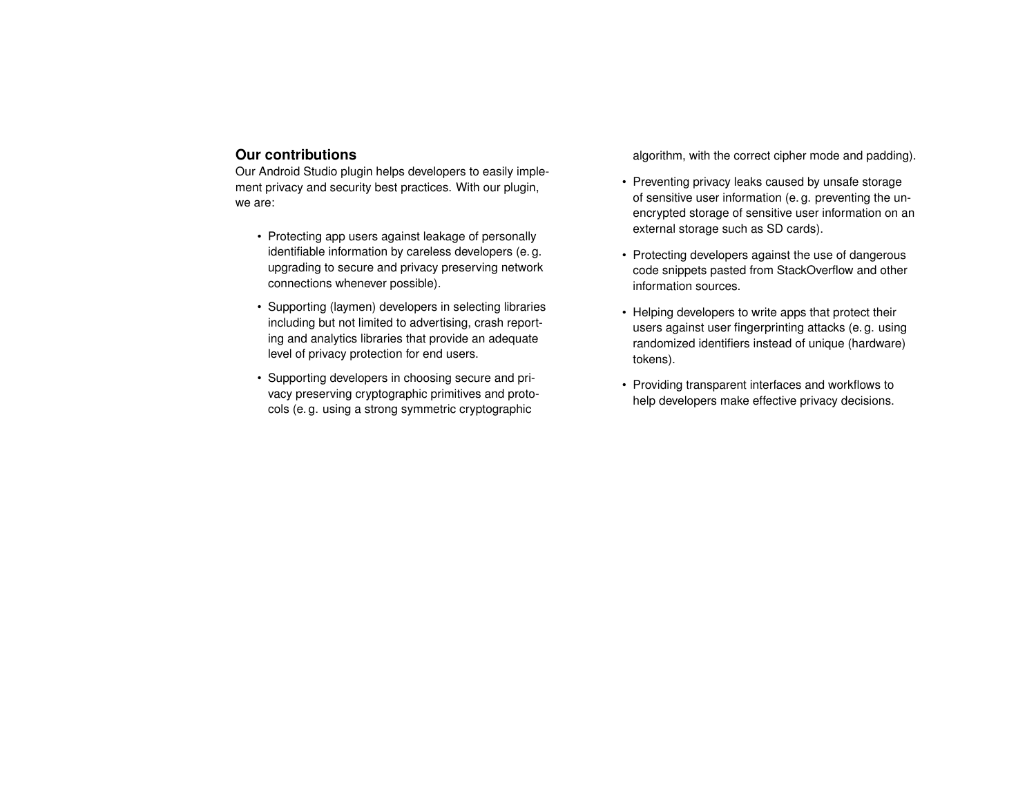## Our contributions

Our Android Studio plugin helps developers to easily implement privacy and security best practices. With our plugin, we are:

- Protecting app users against leakage of personally identifiable information by careless developers (e. g. upgrading to secure and privacy preserving network connections whenever possible).
- Supporting (laymen) developers in selecting libraries including but not limited to advertising, crash reporting and analytics libraries that provide an adequate level of privacy protection for end users.
- Supporting developers in choosing secure and privacy preserving cryptographic primitives and protocols (e. g. using a strong symmetric cryptographic algorithm, with the correct cipher mode and padding).
- Preventing privacy leaks caused by unsafe storage of sensitive user information (e. g. preventing the unencrypted storage of sensitive user information on an external storage such as SD cards).
- Protecting developers against the use of dangerous code snippets pasted from StackOverflow and other information sources.
- Helping developers to write apps that protect their users against user fingerprinting attacks (e. g. using randomized identifiers instead of unique (hardware) tokens).
- Providing transparent interfaces and workflows to help developers make effective privacy decisions.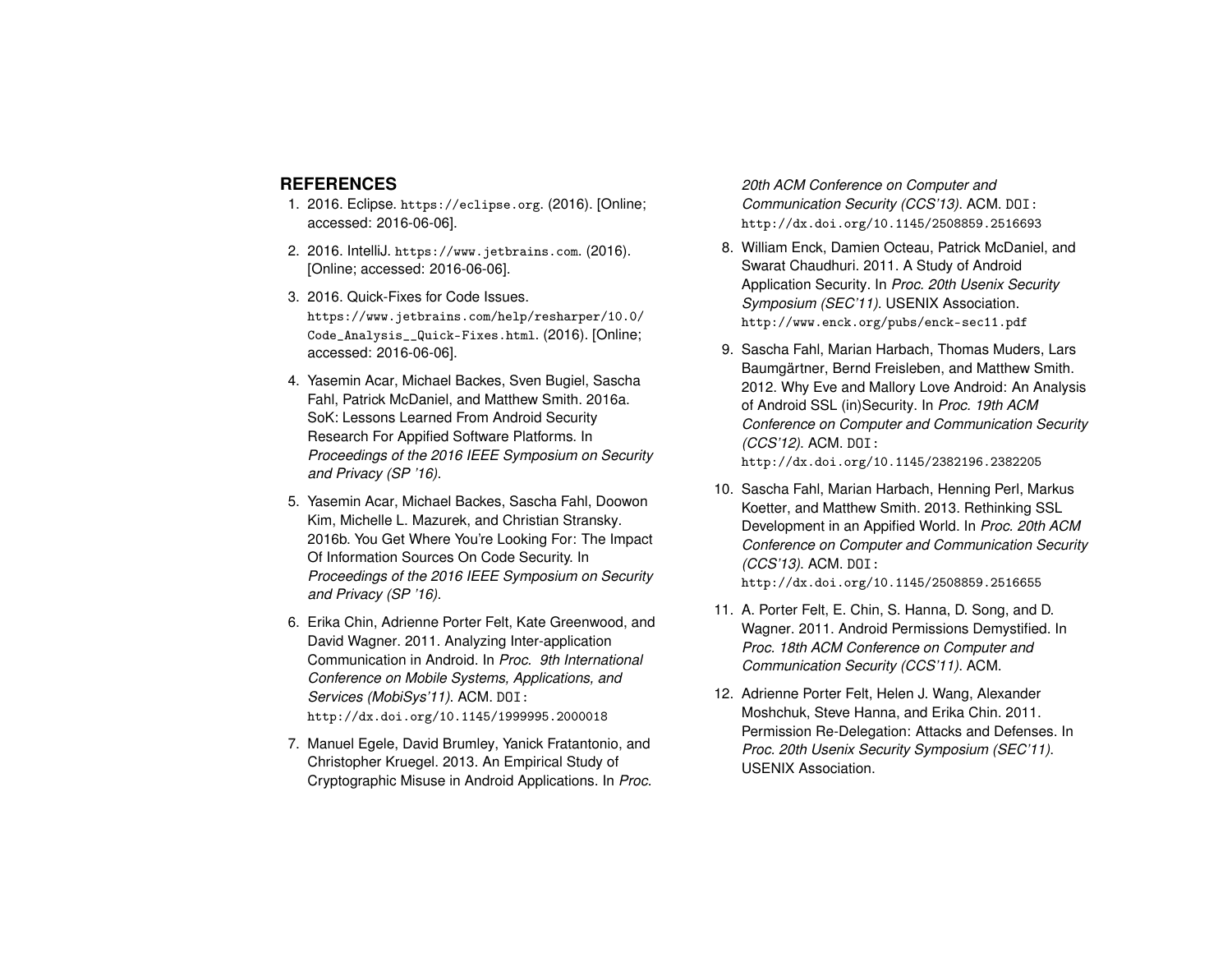## REFERENCES

1. 2016. Eclipse. https://eclipse.org. (2016). [Online; accessed: 2016-06-06].
2. 2016. IntelliJ. https://www.jetbrains.com. (2016). [Online; accessed: 2016-06-06].
3. 2016. Quick-Fixes for Code Issues. https://www.jetbrains.com/help/resharper/10.0/Code_Analysis__Quick-Fixes.html. (2016). [Online; accessed: 2016-06-06].
4. Yasemin Acar, Michael Backes, Sven Bugiel, Sascha Fahl, Patrick McDaniel, and Matthew Smith. 2016a. SoK: Lessons Learned From Android Security Research For Appified Software Platforms. In *Proceedings of the 2016 IEEE Symposium on Security and Privacy (SP '16)*.
5. Yasemin Acar, Michael Backes, Sascha Fahl, Doowon Kim, Michelle L. Mazurek, and Christian Stransky. 2016b. You Get Where You're Looking For: The Impact Of Information Sources On Code Security. In *Proceedings of the 2016 IEEE Symposium on Security and Privacy (SP '16)*.
6. Erika Chin, Adrienne Porter Felt, Kate Greenwood, and David Wagner. 2011. Analyzing Inter-application Communication in Android. In *Proc. 9th International Conference on Mobile Systems, Applications, and Services (MobiSys'11)*. ACM. DOI: http://dx.doi.org/10.1145/1999995.2000018
7. Manuel Egele, David Brumley, Yanick Fratantonio, and Christopher Kruegel. 2013. An Empirical Study of Cryptographic Misuse in Android Applications. In *Proc. 20th ACM Conference on Computer and Communication Security (CCS'13)*. ACM. DOI: http://dx.doi.org/10.1145/2508859.2516693
8. William Enck, Damien Octeau, Patrick McDaniel, and Swarat Chaudhuri. 2011. A Study of Android Application Security. In *Proc. 20th Usenix Security Symposium (SEC'11)*. USENIX Association. http://www.enck.org/pubs/enck-sec11.pdf
9. Sascha Fahl, Marian Harbach, Thomas Muders, Lars Baumgärtner, Bernd Freisleben, and Matthew Smith. 2012. Why Eve and Mallory Love Android: An Analysis of Android SSL (in)Security. In *Proc. 19th ACM Conference on Computer and Communication Security (CCS'12)*. ACM. DOI: http://dx.doi.org/10.1145/2382196.2382205
10. Sascha Fahl, Marian Harbach, Henning Perl, Markus Koetter, and Matthew Smith. 2013. Rethinking SSL Development in an Appified World. In *Proc. 20th ACM Conference on Computer and Communication Security (CCS'13)*. ACM. DOI: http://dx.doi.org/10.1145/2508859.2516655
11. A. Porter Felt, E. Chin, S. Hanna, D. Song, and D. Wagner. 2011. Android Permissions Demystified. In *Proc. 18th ACM Conference on Computer and Communication Security (CCS'11)*. ACM.
12. Adrienne Porter Felt, Helen J. Wang, Alexander Moshchuk, Steve Hanna, and Erika Chin. 2011. Permission Re-Delegation: Attacks and Defenses. In *Proc. 20th Usenix Security Symposium (SEC'11)*. USENIX Association.